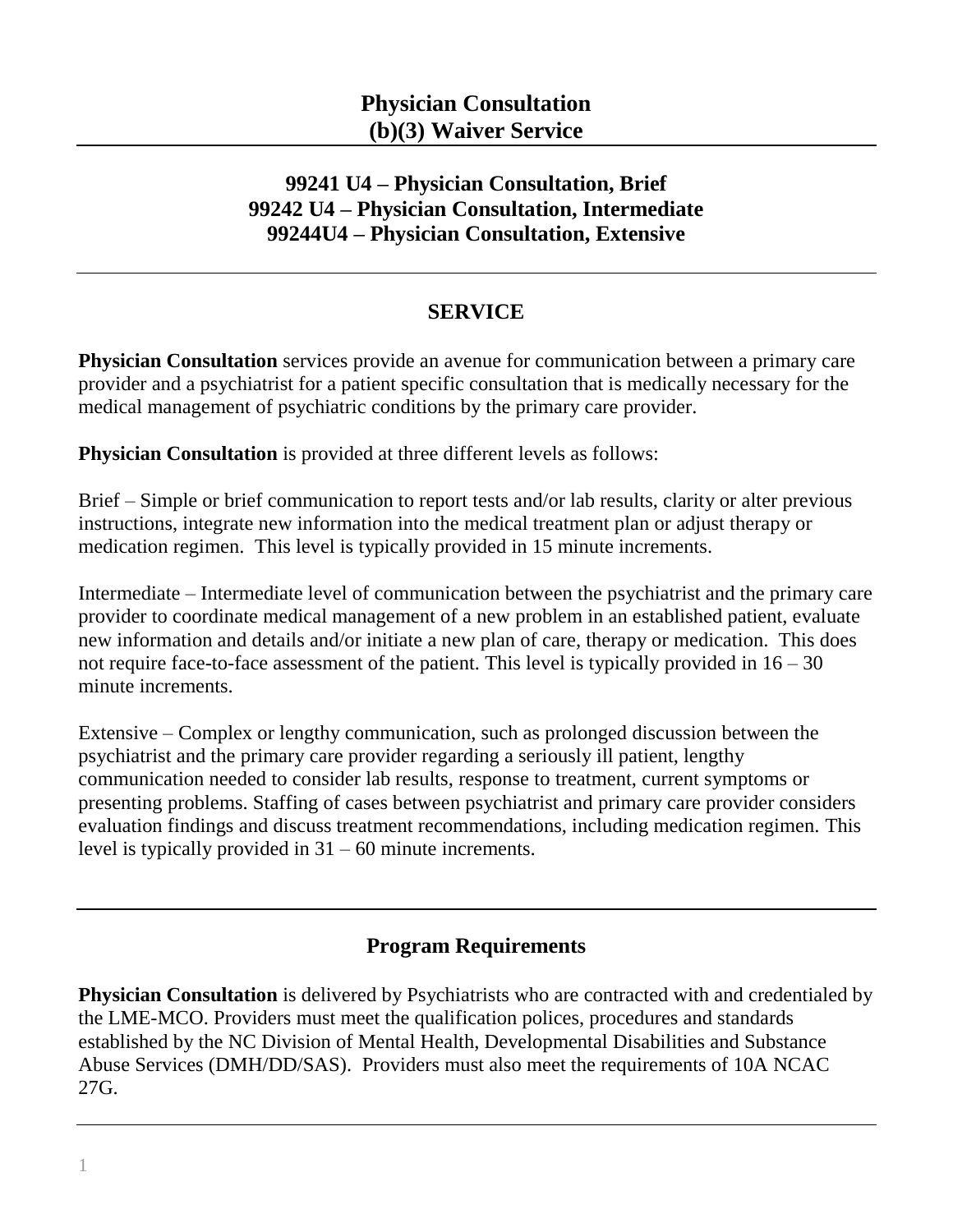# Physician Consultation
# (b)(3) Waiver Service

## 99241 U4 – Physician Consultation, Brief
## 99242 U4 – Physician Consultation, Intermediate
## 99244U4 – Physician Consultation, Extensive

---

## SERVICE

**Physician Consultation** services provide an avenue for communication between a primary care provider and a psychiatrist for a patient specific consultation that is medically necessary for the medical management of psychiatric conditions by the primary care provider.

**Physician Consultation** is provided at three different levels as follows:

Brief – Simple or brief communication to report tests and/or lab results, clarity or alter previous instructions, integrate new information into the medical treatment plan or adjust therapy or medication regimen. This level is typically provided in 15 minute increments.

Intermediate – Intermediate level of communication between the psychiatrist and the primary care provider to coordinate medical management of a new problem in an established patient, evaluate new information and details and/or initiate a new plan of care, therapy or medication. This does not require face-to-face assessment of the patient. This level is typically provided in 16 – 30 minute increments.

Extensive – Complex or lengthy communication, such as prolonged discussion between the psychiatrist and the primary care provider regarding a seriously ill patient, lengthy communication needed to consider lab results, response to treatment, current symptoms or presenting problems. Staffing of cases between psychiatrist and primary care provider considers evaluation findings and discuss treatment recommendations, including medication regimen. This level is typically provided in 31 – 60 minute increments.

---

## Program Requirements

**Physician Consultation** is delivered by Psychiatrists who are contracted with and credentialed by the LME-MCO. Providers must meet the qualification polices, procedures and standards established by the NC Division of Mental Health, Developmental Disabilities and Substance Abuse Services (DMH/DD/SAS). Providers must also meet the requirements of 10A NCAC 27G.

---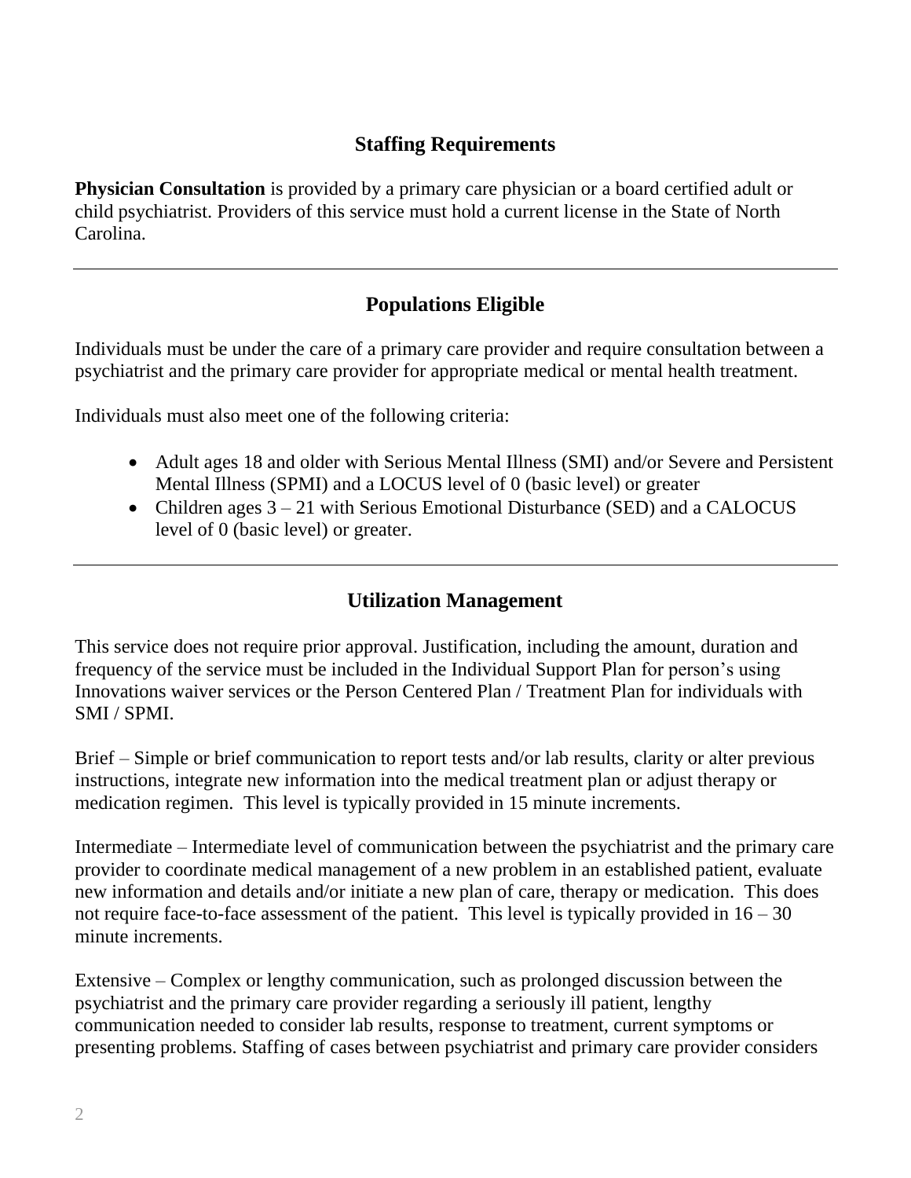## Staffing Requirements

**Physician Consultation** is provided by a primary care physician or a board certified adult or child psychiatrist. Providers of this service must hold a current license in the State of North Carolina.

---

## Populations Eligible

Individuals must be under the care of a primary care provider and require consultation between a psychiatrist and the primary care provider for appropriate medical or mental health treatment.

Individuals must also meet one of the following criteria:

- Adult ages 18 and older with Serious Mental Illness (SMI) and/or Severe and Persistent Mental Illness (SPMI) and a LOCUS level of 0 (basic level) or greater
- Children ages 3 – 21 with Serious Emotional Disturbance (SED) and a CALOCUS level of 0 (basic level) or greater.

---

## Utilization Management

This service does not require prior approval. Justification, including the amount, duration and frequency of the service must be included in the Individual Support Plan for person's using Innovations waiver services or the Person Centered Plan / Treatment Plan for individuals with SMI / SPMI.

Brief – Simple or brief communication to report tests and/or lab results, clarity or alter previous instructions, integrate new information into the medical treatment plan or adjust therapy or medication regimen. This level is typically provided in 15 minute increments.

Intermediate – Intermediate level of communication between the psychiatrist and the primary care provider to coordinate medical management of a new problem in an established patient, evaluate new information and details and/or initiate a new plan of care, therapy or medication. This does not require face-to-face assessment of the patient. This level is typically provided in 16 – 30 minute increments.

Extensive – Complex or lengthy communication, such as prolonged discussion between the psychiatrist and the primary care provider regarding a seriously ill patient, lengthy communication needed to consider lab results, response to treatment, current symptoms or presenting problems. Staffing of cases between psychiatrist and primary care provider considers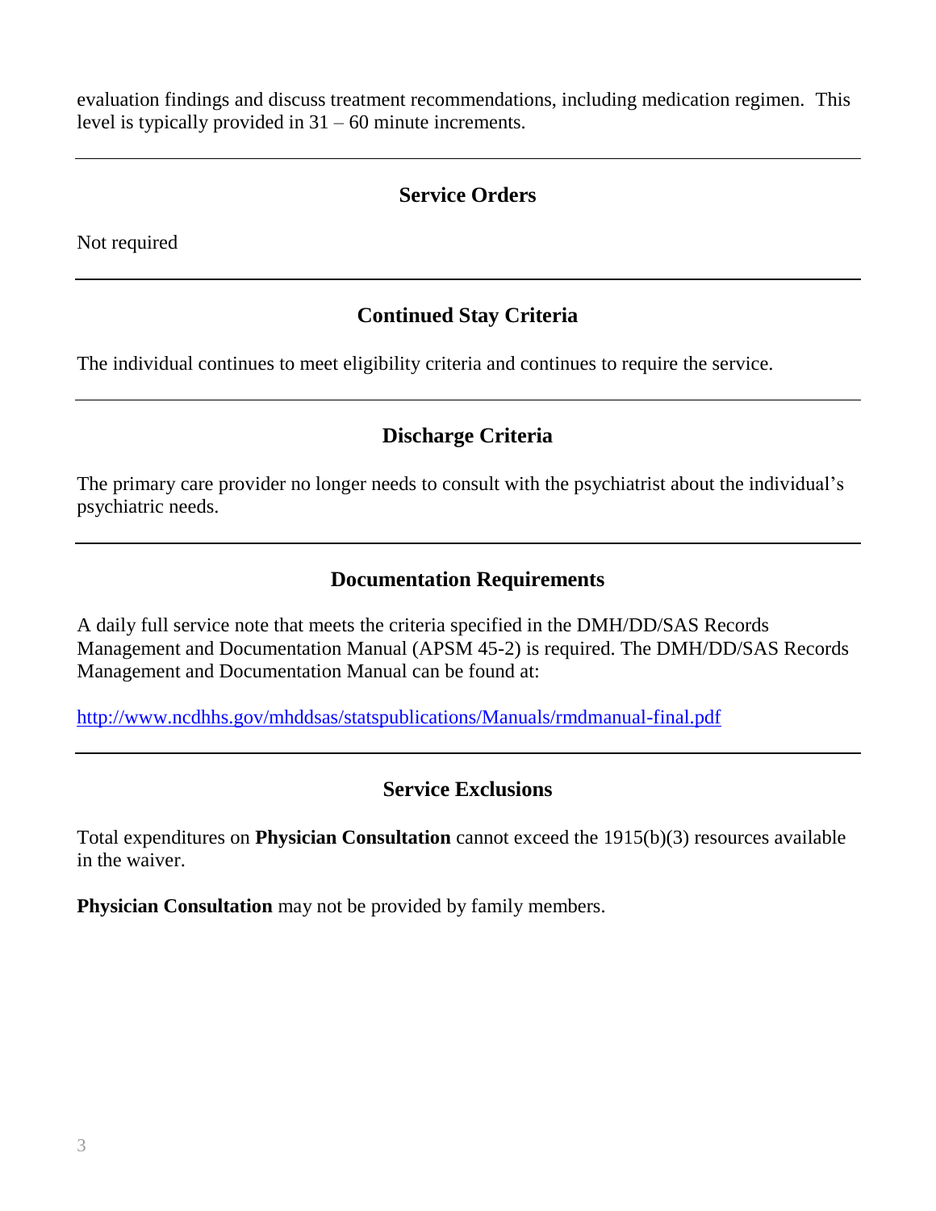evaluation findings and discuss treatment recommendations, including medication regimen. This level is typically provided in 31 – 60 minute increments.

---

## Service Orders

Not required

---

## Continued Stay Criteria

The individual continues to meet eligibility criteria and continues to require the service.

---

## Discharge Criteria

The primary care provider no longer needs to consult with the psychiatrist about the individual's psychiatric needs.

---

## Documentation Requirements

A daily full service note that meets the criteria specified in the DMH/DD/SAS Records Management and Documentation Manual (APSM 45-2) is required. The DMH/DD/SAS Records Management and Documentation Manual can be found at:

http://www.ncdhhs.gov/mhddsas/statspublications/Manuals/rmdmanual-final.pdf

---

## Service Exclusions

Total expenditures on **Physician Consultation** cannot exceed the 1915(b)(3) resources available in the waiver.

**Physician Consultation** may not be provided by family members.